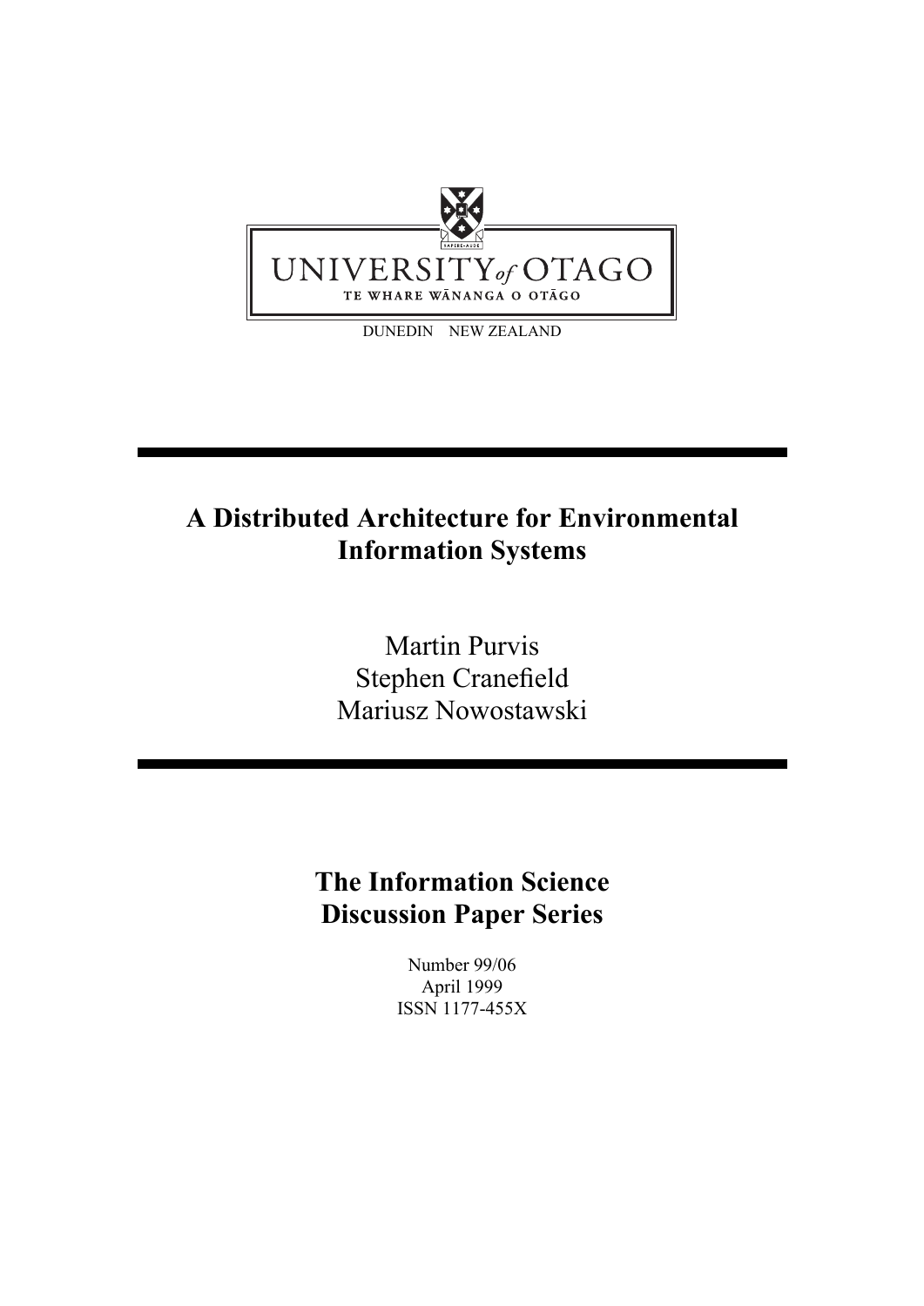UNIVERSITY *of* OTAGO

TE WHARE WĀNANGA O OTĀGO

DUNEDIN NEW ZEALAND

# A Distributed Architecture for Environmental Information Systems

Martin Purvis
Stephen Cranefield
Mariusz Nowostawski

## The Information Science Discussion Paper Series

Number 99/06
April 1999
ISSN 1177-455X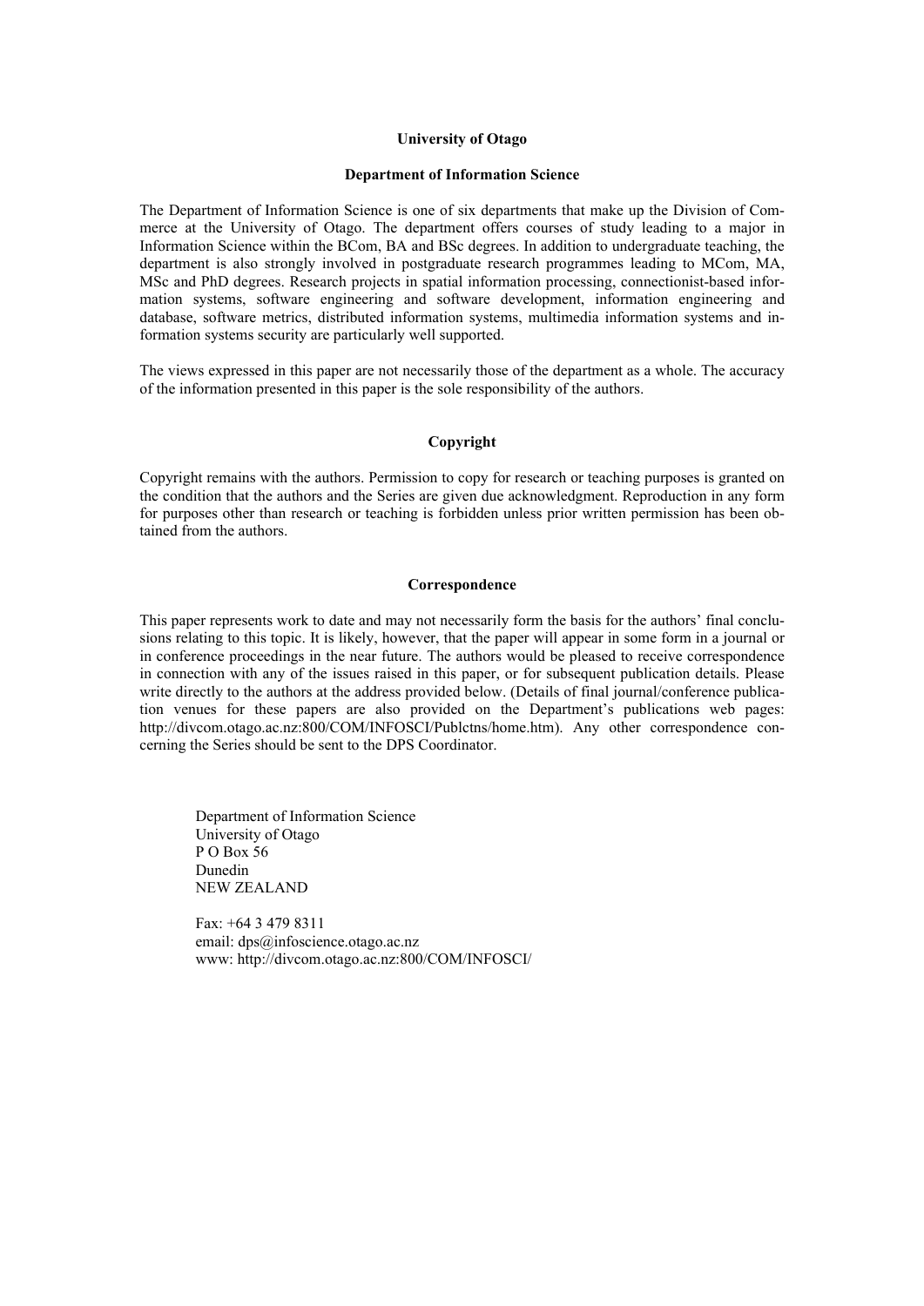**University of Otago**

**Department of Information Science**

The Department of Information Science is one of six departments that make up the Division of Commerce at the University of Otago. The department offers courses of study leading to a major in Information Science within the BCom, BA and BSc degrees. In addition to undergraduate teaching, the department is also strongly involved in postgraduate research programmes leading to MCom, MA, MSc and PhD degrees. Research projects in spatial information processing, connectionist-based information systems, software engineering and software development, information engineering and database, software metrics, distributed information systems, multimedia information systems and information systems security are particularly well supported.

The views expressed in this paper are not necessarily those of the department as a whole. The accuracy of the information presented in this paper is the sole responsibility of the authors.

**Copyright**

Copyright remains with the authors. Permission to copy for research or teaching purposes is granted on the condition that the authors and the Series are given due acknowledgment. Reproduction in any form for purposes other than research or teaching is forbidden unless prior written permission has been obtained from the authors.

**Correspondence**

This paper represents work to date and may not necessarily form the basis for the authors' final conclusions relating to this topic. It is likely, however, that the paper will appear in some form in a journal or in conference proceedings in the near future. The authors would be pleased to receive correspondence in connection with any of the issues raised in this paper, or for subsequent publication details. Please write directly to the authors at the address provided below. (Details of final journal/conference publication venues for these papers are also provided on the Department's publications web pages: http://divcom.otago.ac.nz:800/COM/INFOSCI/Publctns/home.htm). Any other correspondence concerning the Series should be sent to the DPS Coordinator.

Department of Information Science
University of Otago
P O Box 56
Dunedin
NEW ZEALAND

Fax: +64 3 479 8311
email: dps@infoscience.otago.ac.nz
www: http://divcom.otago.ac.nz:800/COM/INFOSCI/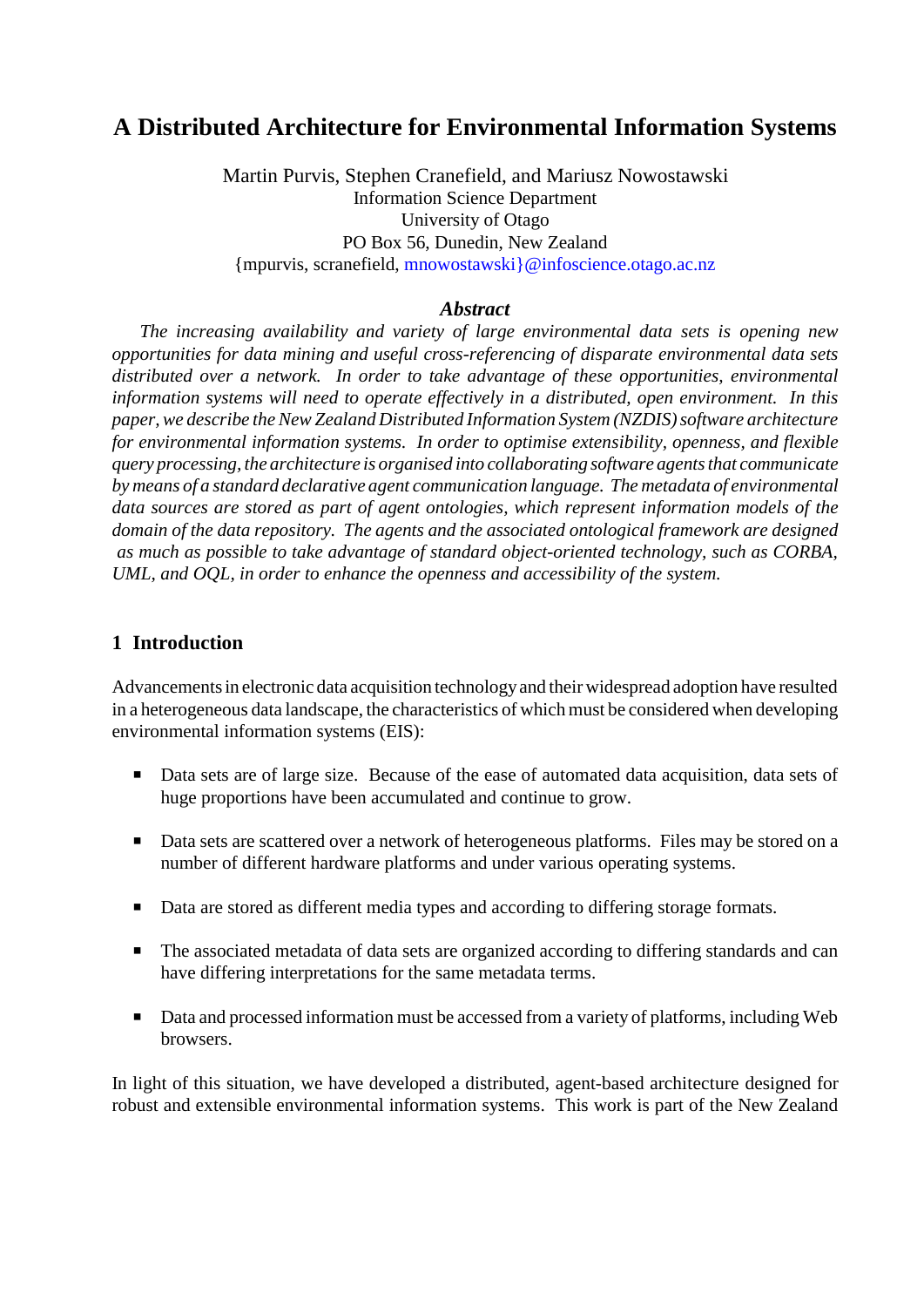# A Distributed Architecture for Environmental Information Systems

Martin Purvis, Stephen Cranefield, and Mariusz Nowostawski
Information Science Department
University of Otago
PO Box 56, Dunedin, New Zealand
{mpurvis, scranefield, mnowostawski}@infoscience.otago.ac.nz

### *Abstract*

*The increasing availability and variety of large environmental data sets is opening new opportunities for data mining and useful cross-referencing of disparate environmental data sets distributed over a network. In order to take advantage of these opportunities, environmental information systems will need to operate effectively in a distributed, open environment. In this paper, we describe the New Zealand Distributed Information System (NZDIS) software architecture for environmental information systems. In order to optimise extensibility, openness, and flexible query processing, the architecture is organised into collaborating software agents that communicate by means of a standard declarative agent communication language. The metadata of environmental data sources are stored as part of agent ontologies, which represent information models of the domain of the data repository. The agents and the associated ontological framework are designed as much as possible to take advantage of standard object-oriented technology, such as CORBA, UML, and OQL, in order to enhance the openness and accessibility of the system.*

## 1 Introduction

Advancements in electronic data acquisition technology and their widespread adoption have resulted in a heterogeneous data landscape, the characteristics of which must be considered when developing environmental information systems (EIS):

- Data sets are of large size. Because of the ease of automated data acquisition, data sets of huge proportions have been accumulated and continue to grow.
- Data sets are scattered over a network of heterogeneous platforms. Files may be stored on a number of different hardware platforms and under various operating systems.
- Data are stored as different media types and according to differing storage formats.
- The associated metadata of data sets are organized according to differing standards and can have differing interpretations for the same metadata terms.
- Data and processed information must be accessed from a variety of platforms, including Web browsers.

In light of this situation, we have developed a distributed, agent-based architecture designed for robust and extensible environmental information systems. This work is part of the New Zealand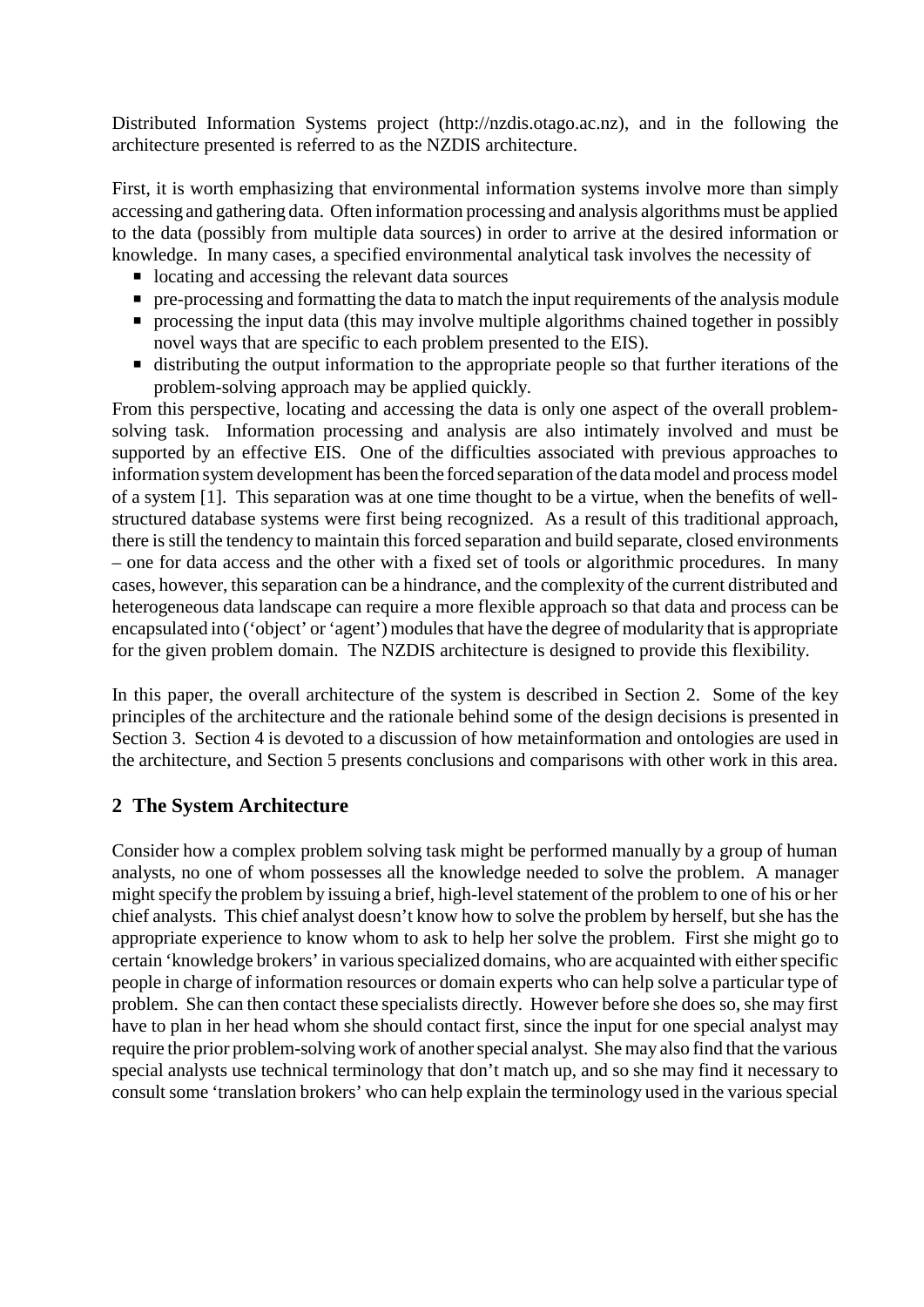Distributed Information Systems project (http://nzdis.otago.ac.nz), and in the following the architecture presented is referred to as the NZDIS architecture.

First, it is worth emphasizing that environmental information systems involve more than simply accessing and gathering data. Often information processing and analysis algorithms must be applied to the data (possibly from multiple data sources) in order to arrive at the desired information or knowledge. In many cases, a specified environmental analytical task involves the necessity of

- locating and accessing the relevant data sources
- pre-processing and formatting the data to match the input requirements of the analysis module
- processing the input data (this may involve multiple algorithms chained together in possibly novel ways that are specific to each problem presented to the EIS).
- distributing the output information to the appropriate people so that further iterations of the problem-solving approach may be applied quickly.

From this perspective, locating and accessing the data is only one aspect of the overall problem-solving task. Information processing and analysis are also intimately involved and must be supported by an effective EIS. One of the difficulties associated with previous approaches to information system development has been the forced separation of the data model and process model of a system [1]. This separation was at one time thought to be a virtue, when the benefits of well-structured database systems were first being recognized. As a result of this traditional approach, there is still the tendency to maintain this forced separation and build separate, closed environments – one for data access and the other with a fixed set of tools or algorithmic procedures. In many cases, however, this separation can be a hindrance, and the complexity of the current distributed and heterogeneous data landscape can require a more flexible approach so that data and process can be encapsulated into ('object' or 'agent') modules that have the degree of modularity that is appropriate for the given problem domain. The NZDIS architecture is designed to provide this flexibility.

In this paper, the overall architecture of the system is described in Section 2. Some of the key principles of the architecture and the rationale behind some of the design decisions is presented in Section 3. Section 4 is devoted to a discussion of how metainformation and ontologies are used in the architecture, and Section 5 presents conclusions and comparisons with other work in this area.

## 2 The System Architecture

Consider how a complex problem solving task might be performed manually by a group of human analysts, no one of whom possesses all the knowledge needed to solve the problem. A manager might specify the problem by issuing a brief, high-level statement of the problem to one of his or her chief analysts. This chief analyst doesn't know how to solve the problem by herself, but she has the appropriate experience to know whom to ask to help her solve the problem. First she might go to certain 'knowledge brokers' in various specialized domains, who are acquainted with either specific people in charge of information resources or domain experts who can help solve a particular type of problem. She can then contact these specialists directly. However before she does so, she may first have to plan in her head whom she should contact first, since the input for one special analyst may require the prior problem-solving work of another special analyst. She may also find that the various special analysts use technical terminology that don't match up, and so she may find it necessary to consult some 'translation brokers' who can help explain the terminology used in the various special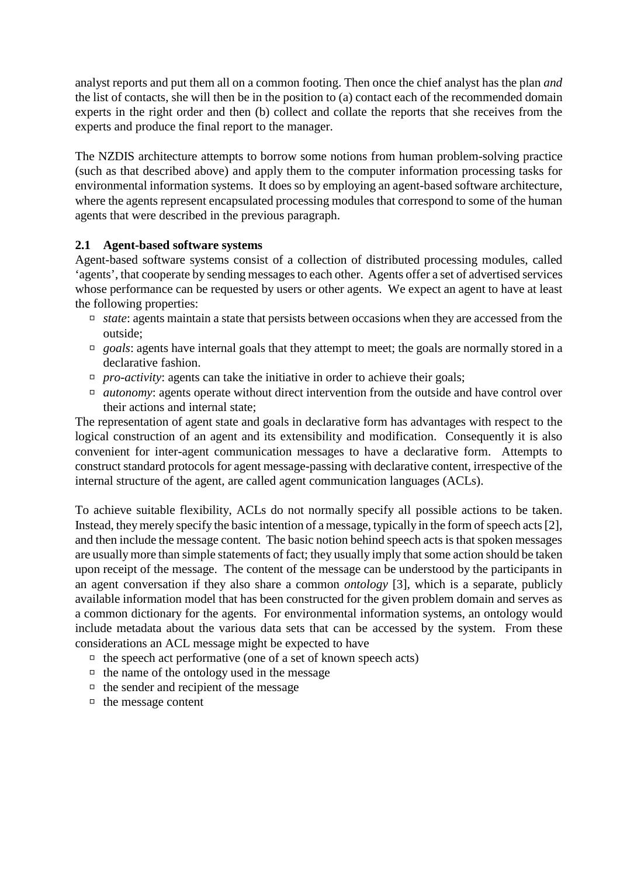analyst reports and put them all on a common footing. Then once the chief analyst has the plan *and* the list of contacts, she will then be in the position to (a) contact each of the recommended domain experts in the right order and then (b) collect and collate the reports that she receives from the experts and produce the final report to the manager.

The NZDIS architecture attempts to borrow some notions from human problem-solving practice (such as that described above) and apply them to the computer information processing tasks for environmental information systems. It does so by employing an agent-based software architecture, where the agents represent encapsulated processing modules that correspond to some of the human agents that were described in the previous paragraph.

### 2.1 Agent-based software systems

Agent-based software systems consist of a collection of distributed processing modules, called 'agents', that cooperate by sending messages to each other. Agents offer a set of advertised services whose performance can be requested by users or other agents. We expect an agent to have at least the following properties:

- *state*: agents maintain a state that persists between occasions when they are accessed from the outside;
- *goals*: agents have internal goals that they attempt to meet; the goals are normally stored in a declarative fashion.
- *pro-activity*: agents can take the initiative in order to achieve their goals;
- *autonomy*: agents operate without direct intervention from the outside and have control over their actions and internal state;

The representation of agent state and goals in declarative form has advantages with respect to the logical construction of an agent and its extensibility and modification. Consequently it is also convenient for inter-agent communication messages to have a declarative form. Attempts to construct standard protocols for agent message-passing with declarative content, irrespective of the internal structure of the agent, are called agent communication languages (ACLs).

To achieve suitable flexibility, ACLs do not normally specify all possible actions to be taken. Instead, they merely specify the basic intention of a message, typically in the form of speech acts [2], and then include the message content. The basic notion behind speech acts is that spoken messages are usually more than simple statements of fact; they usually imply that some action should be taken upon receipt of the message. The content of the message can be understood by the participants in an agent conversation if they also share a common *ontology* [3], which is a separate, publicly available information model that has been constructed for the given problem domain and serves as a common dictionary for the agents. For environmental information systems, an ontology would include metadata about the various data sets that can be accessed by the system. From these considerations an ACL message might be expected to have

- the speech act performative (one of a set of known speech acts)
- the name of the ontology used in the message
- the sender and recipient of the message
- the message content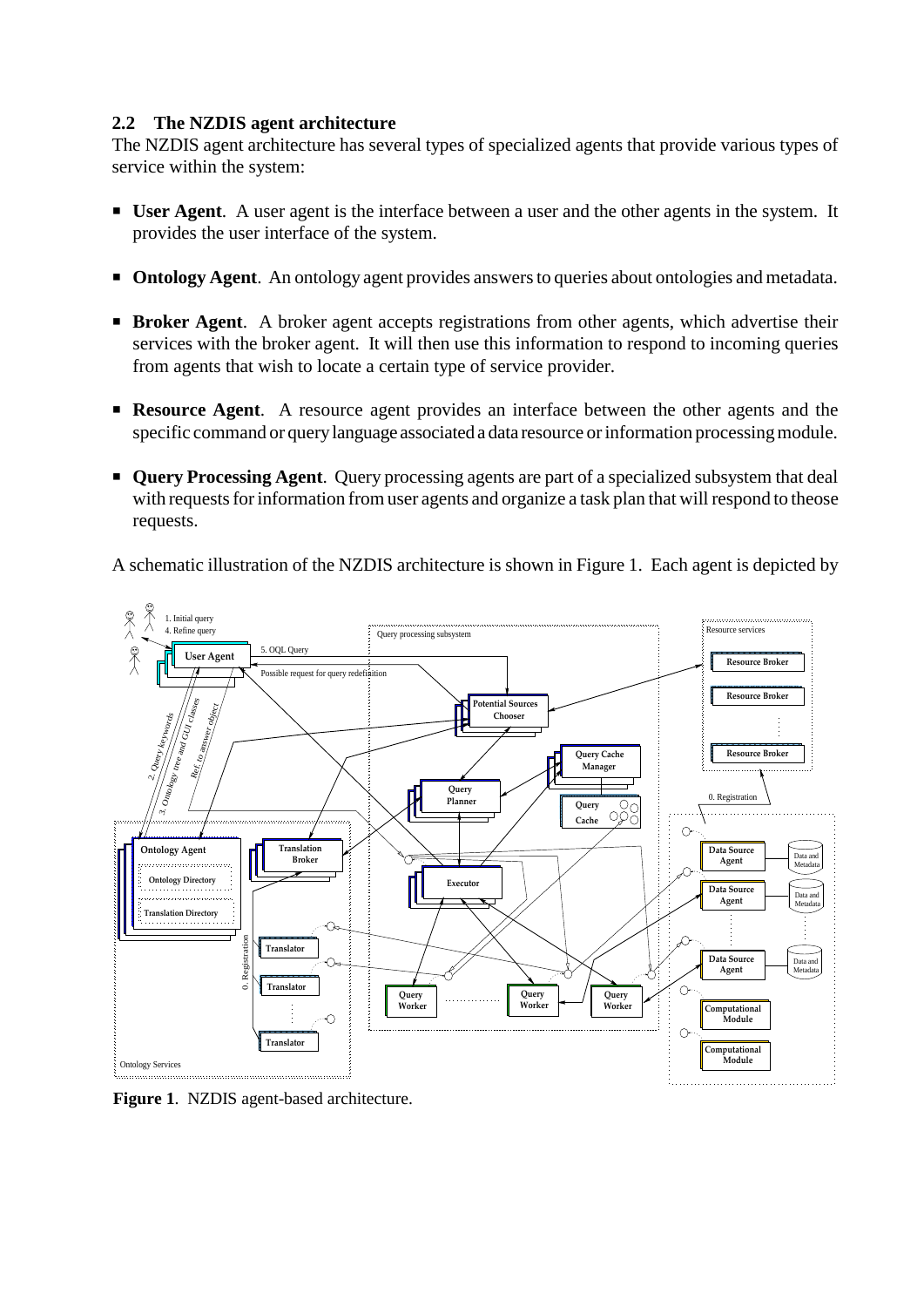### 2.2 The NZDIS agent architecture

The NZDIS agent architecture has several types of specialized agents that provide various types of service within the system:

- **User Agent**. A user agent is the interface between a user and the other agents in the system. It provides the user interface of the system.
- **Ontology Agent**. An ontology agent provides answers to queries about ontologies and metadata.
- **Broker Agent**. A broker agent accepts registrations from other agents, which advertise their services with the broker agent. It will then use this information to respond to incoming queries from agents that wish to locate a certain type of service provider.
- **Resource Agent**. A resource agent provides an interface between the other agents and the specific command or query language associated a data resource or information processing module.
- **Query Processing Agent**. Query processing agents are part of a specialized subsystem that deal with requests for information from user agents and organize a task plan that will respond to theose requests.

A schematic illustration of the NZDIS architecture is shown in Figure 1. Each agent is depicted by

**Figure 1**. NZDIS agent-based architecture.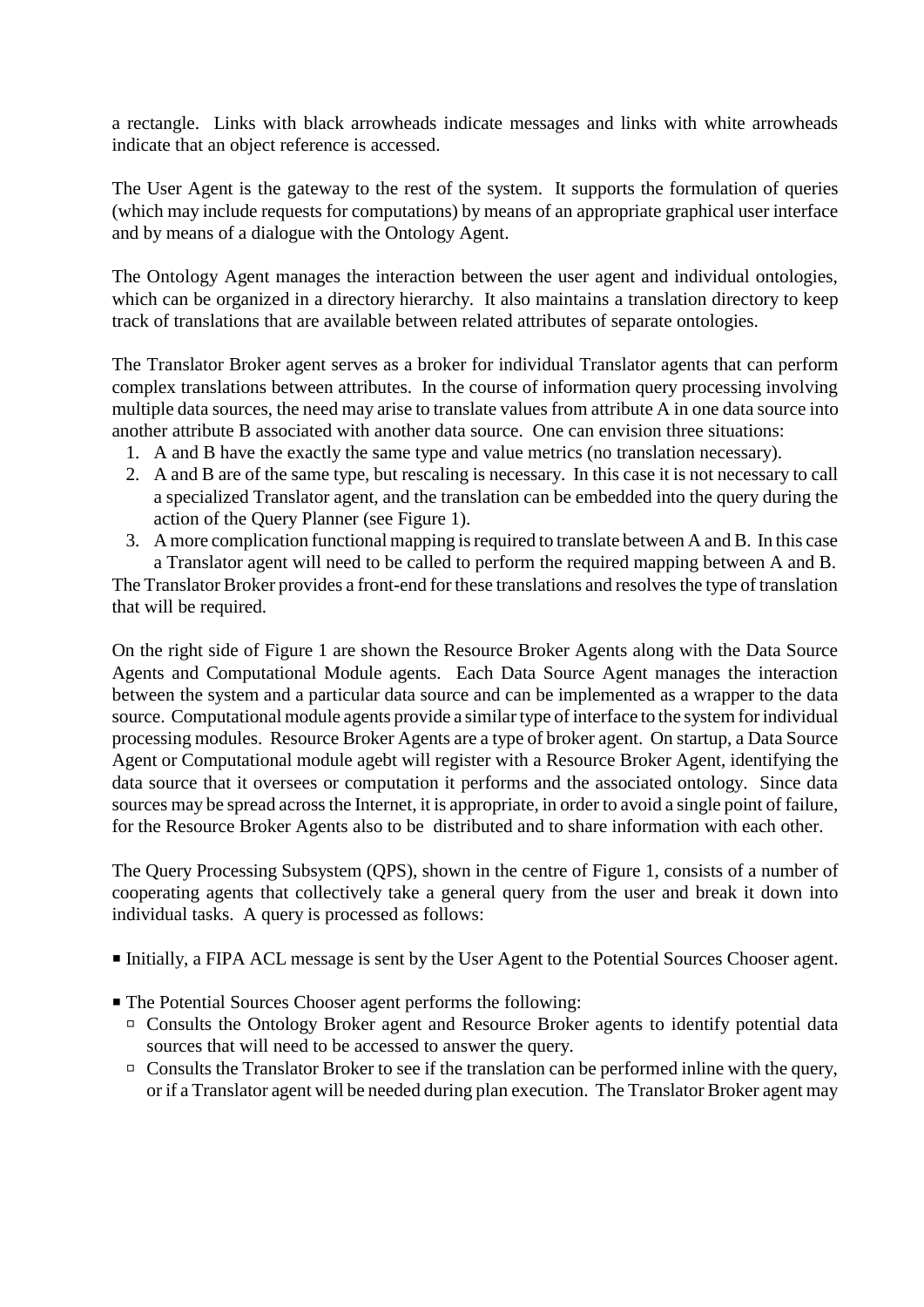a rectangle. Links with black arrowheads indicate messages and links with white arrowheads indicate that an object reference is accessed.

The User Agent is the gateway to the rest of the system. It supports the formulation of queries (which may include requests for computations) by means of an appropriate graphical user interface and by means of a dialogue with the Ontology Agent.

The Ontology Agent manages the interaction between the user agent and individual ontologies, which can be organized in a directory hierarchy. It also maintains a translation directory to keep track of translations that are available between related attributes of separate ontologies.

The Translator Broker agent serves as a broker for individual Translator agents that can perform complex translations between attributes. In the course of information query processing involving multiple data sources, the need may arise to translate values from attribute A in one data source into another attribute B associated with another data source. One can envision three situations:

1. A and B have the exactly the same type and value metrics (no translation necessary).
2. A and B are of the same type, but rescaling is necessary. In this case it is not necessary to call a specialized Translator agent, and the translation can be embedded into the query during the action of the Query Planner (see Figure 1).
3. A more complication functional mapping is required to translate between A and B. In this case a Translator agent will need to be called to perform the required mapping between A and B.

The Translator Broker provides a front-end for these translations and resolves the type of translation that will be required.

On the right side of Figure 1 are shown the Resource Broker Agents along with the Data Source Agents and Computational Module agents. Each Data Source Agent manages the interaction between the system and a particular data source and can be implemented as a wrapper to the data source. Computational module agents provide a similar type of interface to the system for individual processing modules. Resource Broker Agents are a type of broker agent. On startup, a Data Source Agent or Computational module agebt will register with a Resource Broker Agent, identifying the data source that it oversees or computation it performs and the associated ontology. Since data sources may be spread across the Internet, it is appropriate, in order to avoid a single point of failure, for the Resource Broker Agents also to be distributed and to share information with each other.

The Query Processing Subsystem (QPS), shown in the centre of Figure 1, consists of a number of cooperating agents that collectively take a general query from the user and break it down into individual tasks. A query is processed as follows:

- Initially, a FIPA ACL message is sent by the User Agent to the Potential Sources Chooser agent.

- The Potential Sources Chooser agent performs the following:
  - Consults the Ontology Broker agent and Resource Broker agents to identify potential data sources that will need to be accessed to answer the query.
  - Consults the Translator Broker to see if the translation can be performed inline with the query, or if a Translator agent will be needed during plan execution. The Translator Broker agent may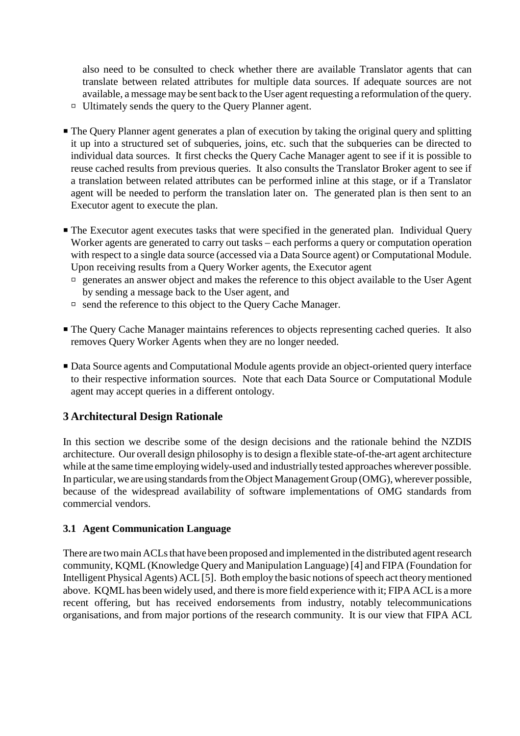also need to be consulted to check whether there are available Translator agents that can translate between related attributes for multiple data sources. If adequate sources are not available, a message may be sent back to the User agent requesting a reformulation of the query.
  - Ultimately sends the query to the Query Planner agent.

- The Query Planner agent generates a plan of execution by taking the original query and splitting it up into a structured set of subqueries, joins, etc. such that the subqueries can be directed to individual data sources. It first checks the Query Cache Manager agent to see if it is possible to reuse cached results from previous queries. It also consults the Translator Broker agent to see if a translation between related attributes can be performed inline at this stage, or if a Translator agent will be needed to perform the translation later on. The generated plan is then sent to an Executor agent to execute the plan.

- The Executor agent executes tasks that were specified in the generated plan. Individual Query Worker agents are generated to carry out tasks – each performs a query or computation operation with respect to a single data source (accessed via a Data Source agent) or Computational Module. Upon receiving results from a Query Worker agents, the Executor agent
  - generates an answer object and makes the reference to this object available to the User Agent by sending a message back to the User agent, and
  - send the reference to this object to the Query Cache Manager.

- The Query Cache Manager maintains references to objects representing cached queries. It also removes Query Worker Agents when they are no longer needed.

- Data Source agents and Computational Module agents provide an object-oriented query interface to their respective information sources. Note that each Data Source or Computational Module agent may accept queries in a different ontology.

## 3 Architectural Design Rationale

In this section we describe some of the design decisions and the rationale behind the NZDIS architecture. Our overall design philosophy is to design a flexible state-of-the-art agent architecture while at the same time employing widely-used and industrially tested approaches wherever possible. In particular, we are using standards from the Object Management Group (OMG), wherever possible, because of the widespread availability of software implementations of OMG standards from commercial vendors.

### 3.1 Agent Communication Language

There are two main ACLs that have been proposed and implemented in the distributed agent research community, KQML (Knowledge Query and Manipulation Language) [4] and FIPA (Foundation for Intelligent Physical Agents) ACL [5]. Both employ the basic notions of speech act theory mentioned above. KQML has been widely used, and there is more field experience with it; FIPA ACL is a more recent offering, but has received endorsements from industry, notably telecommunications organisations, and from major portions of the research community. It is our view that FIPA ACL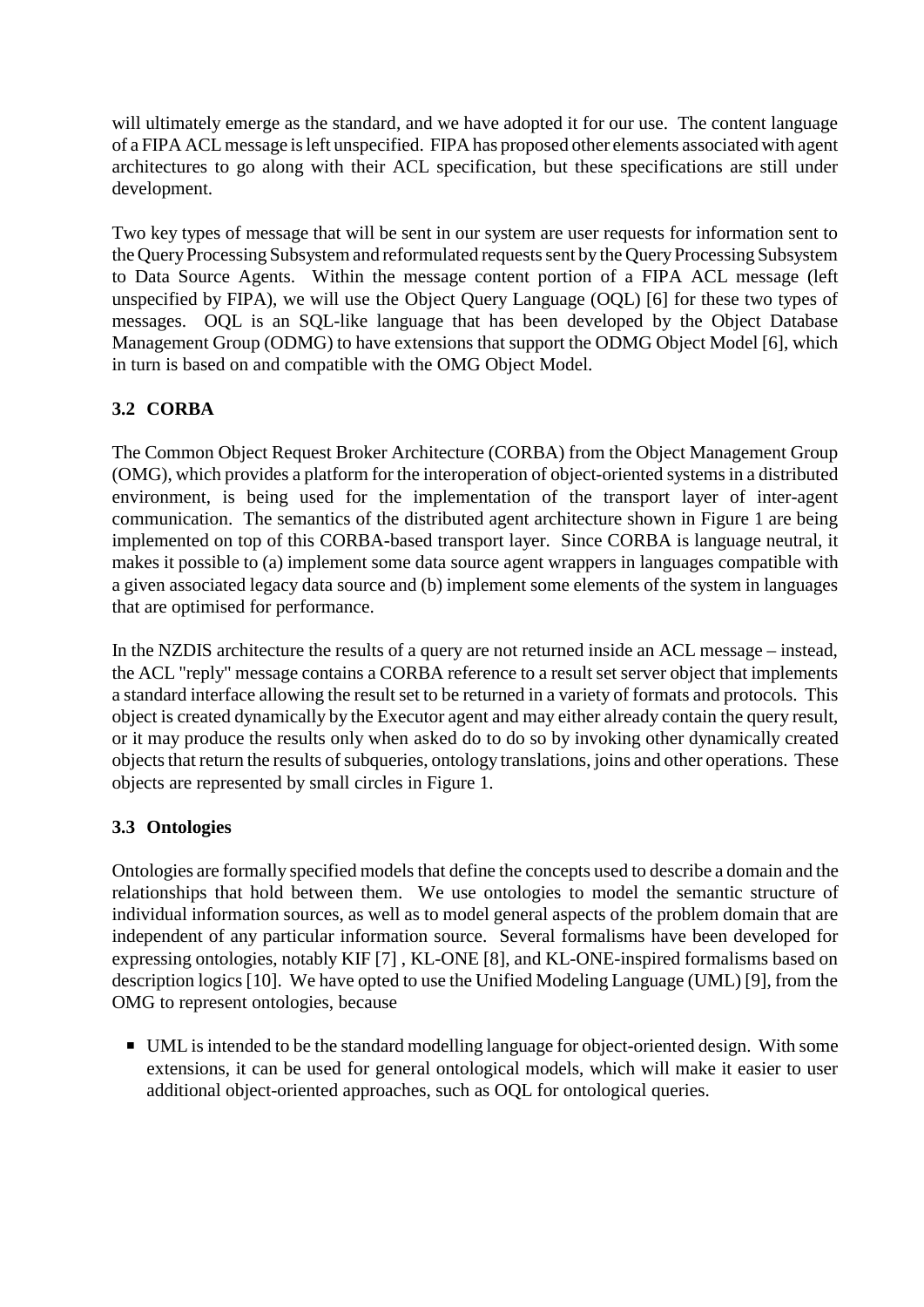will ultimately emerge as the standard, and we have adopted it for our use. The content language of a FIPA ACL message is left unspecified. FIPA has proposed other elements associated with agent architectures to go along with their ACL specification, but these specifications are still under development.

Two key types of message that will be sent in our system are user requests for information sent to the Query Processing Subsystem and reformulated requests sent by the Query Processing Subsystem to Data Source Agents. Within the message content portion of a FIPA ACL message (left unspecified by FIPA), we will use the Object Query Language (OQL) [6] for these two types of messages. OQL is an SQL-like language that has been developed by the Object Database Management Group (ODMG) to have extensions that support the ODMG Object Model [6], which in turn is based on and compatible with the OMG Object Model.

### 3.2 CORBA

The Common Object Request Broker Architecture (CORBA) from the Object Management Group (OMG), which provides a platform for the interoperation of object-oriented systems in a distributed environment, is being used for the implementation of the transport layer of inter-agent communication. The semantics of the distributed agent architecture shown in Figure 1 are being implemented on top of this CORBA-based transport layer. Since CORBA is language neutral, it makes it possible to (a) implement some data source agent wrappers in languages compatible with a given associated legacy data source and (b) implement some elements of the system in languages that are optimised for performance.

In the NZDIS architecture the results of a query are not returned inside an ACL message – instead, the ACL "reply" message contains a CORBA reference to a result set server object that implements a standard interface allowing the result set to be returned in a variety of formats and protocols. This object is created dynamically by the Executor agent and may either already contain the query result, or it may produce the results only when asked do to do so by invoking other dynamically created objects that return the results of subqueries, ontology translations, joins and other operations. These objects are represented by small circles in Figure 1.

### 3.3 Ontologies

Ontologies are formally specified models that define the concepts used to describe a domain and the relationships that hold between them. We use ontologies to model the semantic structure of individual information sources, as well as to model general aspects of the problem domain that are independent of any particular information source. Several formalisms have been developed for expressing ontologies, notably KIF [7] , KL-ONE [8], and KL-ONE-inspired formalisms based on description logics [10]. We have opted to use the Unified Modeling Language (UML) [9], from the OMG to represent ontologies, because

- UML is intended to be the standard modelling language for object-oriented design. With some extensions, it can be used for general ontological models, which will make it easier to user additional object-oriented approaches, such as OQL for ontological queries.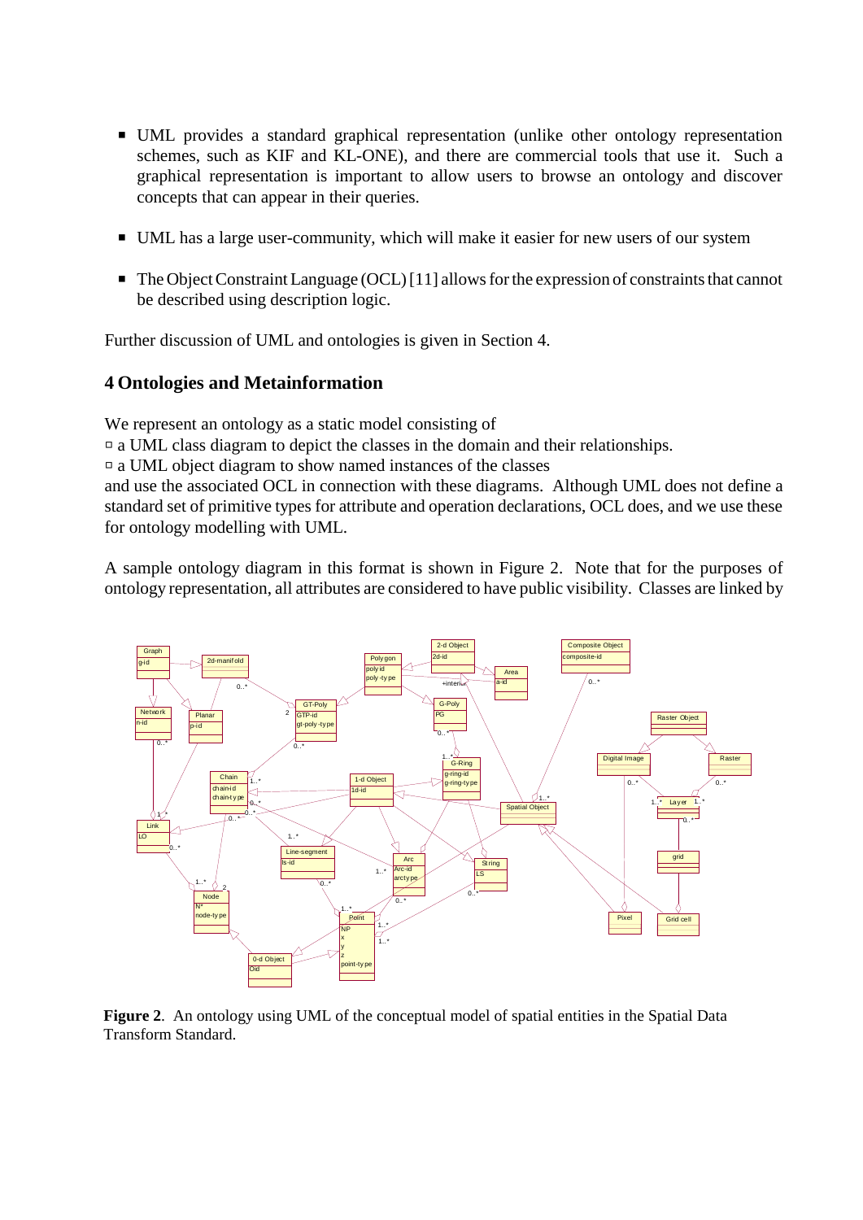- UML provides a standard graphical representation (unlike other ontology representation schemes, such as KIF and KL-ONE), and there are commercial tools that use it. Such a graphical representation is important to allow users to browse an ontology and discover concepts that can appear in their queries.
- UML has a large user-community, which will make it easier for new users of our system
- The Object Constraint Language (OCL) [11] allows for the expression of constraints that cannot be described using description logic.

Further discussion of UML and ontologies is given in Section 4.

## 4 Ontologies and Metainformation

We represent an ontology as a static model consisting of

- a UML class diagram to depict the classes in the domain and their relationships.
- a UML object diagram to show named instances of the classes

and use the associated OCL in connection with these diagrams. Although UML does not define a standard set of primitive types for attribute and operation declarations, OCL does, and we use these for ontology modelling with UML.

A sample ontology diagram in this format is shown in Figure 2. Note that for the purposes of ontology representation, all attributes are considered to have public visibility. Classes are linked by

**Figure 2**. An ontology using UML of the conceptual model of spatial entities in the Spatial Data Transform Standard.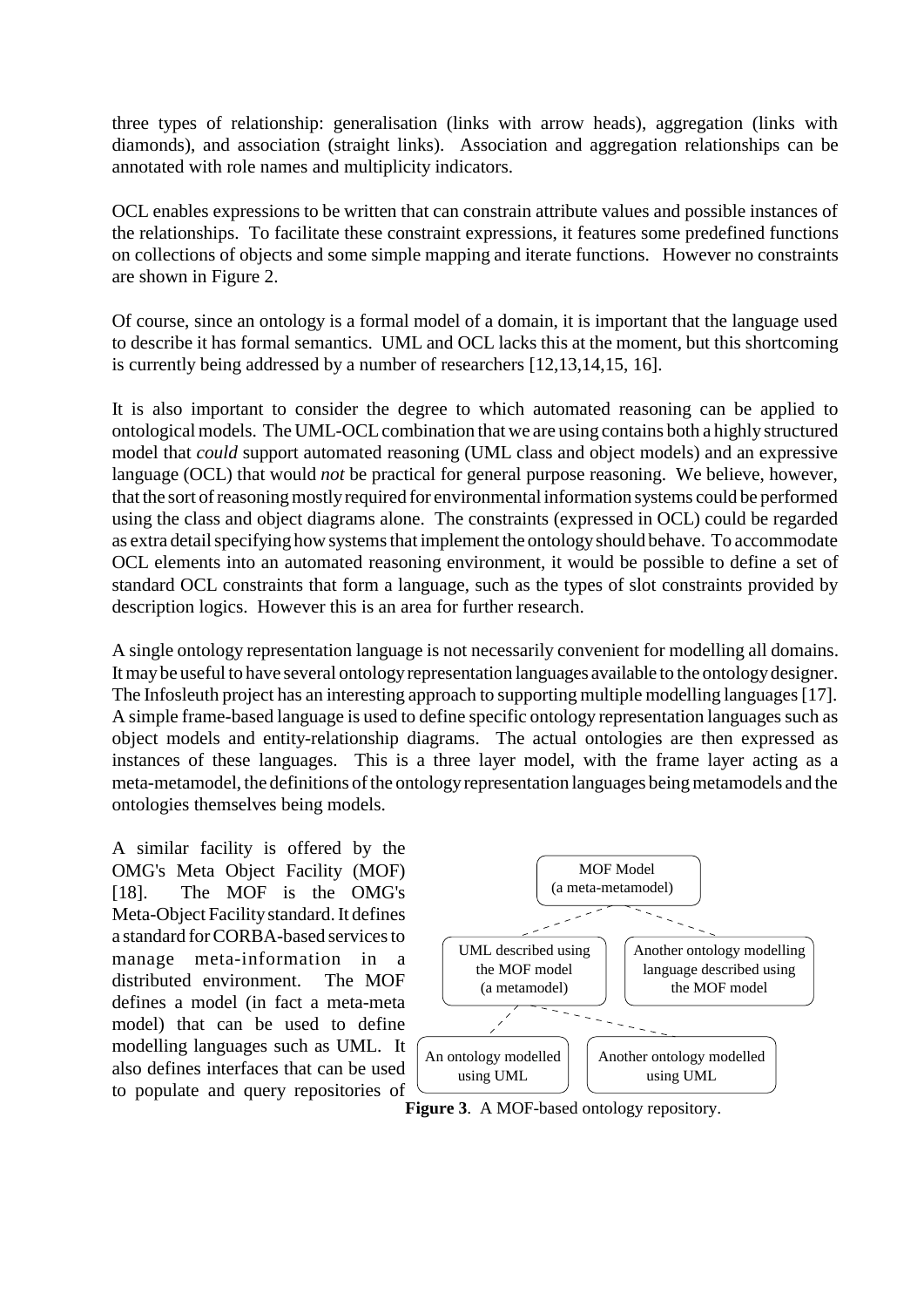three types of relationship: generalisation (links with arrow heads), aggregation (links with diamonds), and association (straight links). Association and aggregation relationships can be annotated with role names and multiplicity indicators.

OCL enables expressions to be written that can constrain attribute values and possible instances of the relationships. To facilitate these constraint expressions, it features some predefined functions on collections of objects and some simple mapping and iterate functions. However no constraints are shown in Figure 2.

Of course, since an ontology is a formal model of a domain, it is important that the language used to describe it has formal semantics. UML and OCL lacks this at the moment, but this shortcoming is currently being addressed by a number of researchers [12,13,14,15, 16].

It is also important to consider the degree to which automated reasoning can be applied to ontological models. The UML-OCL combination that we are using contains both a highly structured model that *could* support automated reasoning (UML class and object models) and an expressive language (OCL) that would *not* be practical for general purpose reasoning. We believe, however, that the sort of reasoning mostly required for environmental information systems could be performed using the class and object diagrams alone. The constraints (expressed in OCL) could be regarded as extra detail specifying how systems that implement the ontology should behave. To accommodate OCL elements into an automated reasoning environment, it would be possible to define a set of standard OCL constraints that form a language, such as the types of slot constraints provided by description logics. However this is an area for further research.

A single ontology representation language is not necessarily convenient for modelling all domains. It may be useful to have several ontology representation languages available to the ontology designer. The Infosleuth project has an interesting approach to supporting multiple modelling languages [17]. A simple frame-based language is used to define specific ontology representation languages such as object models and entity-relationship diagrams. The actual ontologies are then expressed as instances of these languages. This is a three layer model, with the frame layer acting as a meta-metamodel, the definitions of the ontology representation languages being metamodels and the ontologies themselves being models.

A similar facility is offered by the OMG's Meta Object Facility (MOF) [18]. The MOF is the OMG's Meta-Object Facility standard. It defines a standard for CORBA-based services to manage meta-information in a distributed environment. The MOF defines a model (in fact a meta-meta model) that can be used to define modelling languages such as UML. It also defines interfaces that can be used to populate and query repositories of

MOF Model
(a meta-metamodel)

UML described using the MOF model
(a metamodel)

Another ontology modelling language described using the MOF model

An ontology modelled using UML

Another ontology modelled using UML

**Figure 3**. A MOF-based ontology repository.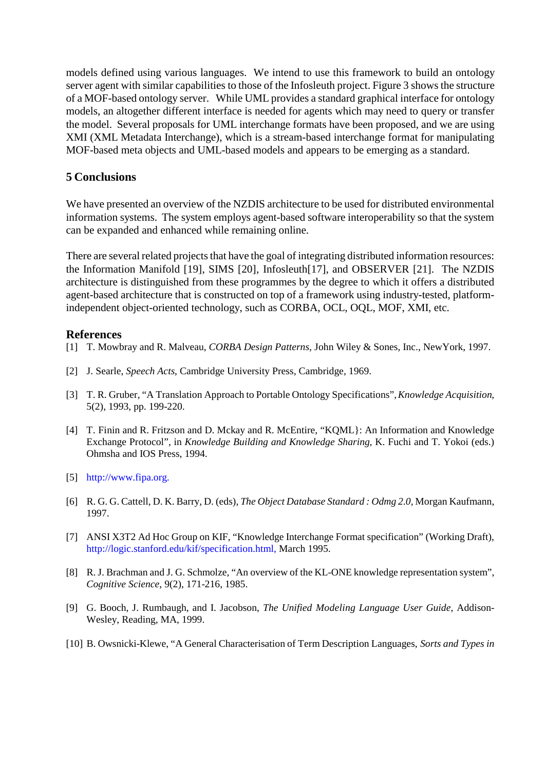models defined using various languages. We intend to use this framework to build an ontology server agent with similar capabilities to those of the Infosleuth project. Figure 3 shows the structure of a MOF-based ontology server. While UML provides a standard graphical interface for ontology models, an altogether different interface is needed for agents which may need to query or transfer the model. Several proposals for UML interchange formats have been proposed, and we are using XMI (XML Metadata Interchange), which is a stream-based interchange format for manipulating MOF-based meta objects and UML-based models and appears to be emerging as a standard.

## 5 Conclusions

We have presented an overview of the NZDIS architecture to be used for distributed environmental information systems. The system employs agent-based software interoperability so that the system can be expanded and enhanced while remaining online.

There are several related projects that have the goal of integrating distributed information resources: the Information Manifold [19], SIMS [20], Infosleuth[17], and OBSERVER [21]. The NZDIS architecture is distinguished from these programmes by the degree to which it offers a distributed agent-based architecture that is constructed on top of a framework using industry-tested, platform-independent object-oriented technology, such as CORBA, OCL, OQL, MOF, XMI, etc.

## References

[1] T. Mowbray and R. Malveau, *CORBA Design Patterns*, John Wiley & Sones, Inc., NewYork, 1997.

[2] J. Searle, *Speech Acts*, Cambridge University Press, Cambridge, 1969.

[3] T. R. Gruber, "A Translation Approach to Portable Ontology Specifications", *Knowledge Acquisition*, 5(2), 1993, pp. 199-220.

[4] T. Finin and R. Fritzson and D. Mckay and R. McEntire, "KQML}: An Information and Knowledge Exchange Protocol", in *Knowledge Building and Knowledge Sharing*, K. Fuchi and T. Yokoi (eds.) Ohmsha and IOS Press, 1994.

[5] http://www.fipa.org.

[6] R. G. G. Cattell, D. K. Barry, D. (eds), *The Object Database Standard : Odmg 2.0*, Morgan Kaufmann, 1997.

[7] ANSI X3T2 Ad Hoc Group on KIF, "Knowledge Interchange Format specification" (Working Draft), http://logic.stanford.edu/kif/specification.html, March 1995.

[8] R. J. Brachman and J. G. Schmolze, "An overview of the KL-ONE knowledge representation system", *Cognitive Science*, 9(2), 171-216, 1985.

[9] G. Booch, J. Rumbaugh, and I. Jacobson, *The Unified Modeling Language User Guide*, Addison-Wesley, Reading, MA, 1999.

[10] B. Owsnicki-Klewe, "A General Characterisation of Term Description Languages, *Sorts and Types in*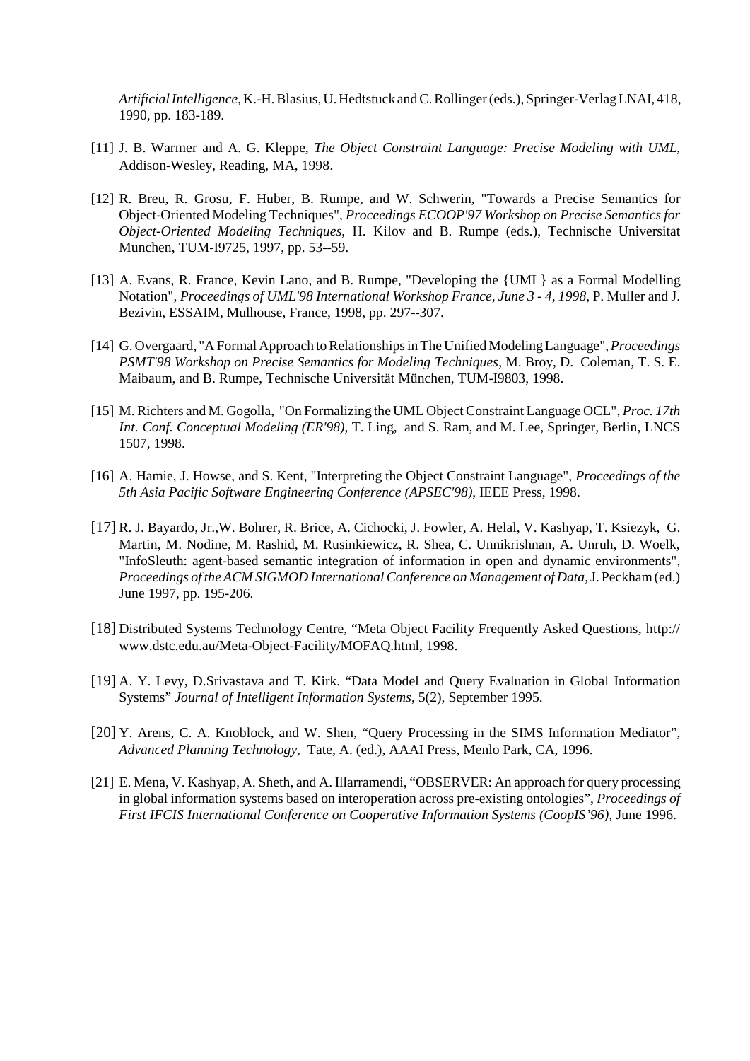*Artificial Intelligence*, K.-H. Blasius, U. Hedtstuck and C. Rollinger (eds.), Springer-Verlag LNAI, 418, 1990, pp. 183-189.

[11] J. B. Warmer and A. G. Kleppe, *The Object Constraint Language: Precise Modeling with UML*, Addison-Wesley, Reading, MA, 1998.

[12] R. Breu, R. Grosu, F. Huber, B. Rumpe, and W. Schwerin, "Towards a Precise Semantics for Object-Oriented Modeling Techniques", *Proceedings ECOOP'97 Workshop on Precise Semantics for Object-Oriented Modeling Techniques*, H. Kilov and B. Rumpe (eds.), Technische Universitat Munchen, TUM-I9725, 1997, pp. 53--59.

[13] A. Evans, R. France, Kevin Lano, and B. Rumpe, "Developing the {UML} as a Formal Modelling Notation", *Proceedings of UML'98 International Workshop France, June 3 - 4, 1998*, P. Muller and J. Bezivin, ESSAIM, Mulhouse, France, 1998, pp. 297--307.

[14] G. Overgaard, "A Formal Approach to Relationships in The Unified Modeling Language", *Proceedings PSMT'98 Workshop on Precise Semantics for Modeling Techniques*, M. Broy, D. Coleman, T. S. E. Maibaum, and B. Rumpe, Technische Universität München, TUM-I9803, 1998.

[15] M. Richters and M. Gogolla, "On Formalizing the UML Object Constraint Language OCL", *Proc. 17th Int. Conf. Conceptual Modeling (ER'98)*, T. Ling, and S. Ram, and M. Lee, Springer, Berlin, LNCS 1507, 1998.

[16] A. Hamie, J. Howse, and S. Kent, "Interpreting the Object Constraint Language", *Proceedings of the 5th Asia Pacific Software Engineering Conference (APSEC'98)*, IEEE Press, 1998.

[17] R. J. Bayardo, Jr.,W. Bohrer, R. Brice, A. Cichocki, J. Fowler, A. Helal, V. Kashyap, T. Ksiezyk, G. Martin, M. Nodine, M. Rashid, M. Rusinkiewicz, R. Shea, C. Unnikrishnan, A. Unruh, D. Woelk, "InfoSleuth: agent-based semantic integration of information in open and dynamic environments", *Proceedings of the ACM SIGMOD International Conference on Management of Data*, J. Peckham (ed.) June 1997, pp. 195-206.

[18] Distributed Systems Technology Centre, “Meta Object Facility Frequently Asked Questions, http:// www.dstc.edu.au/Meta-Object-Facility/MOFAQ.html, 1998.

[19] A. Y. Levy, D.Srivastava and T. Kirk. “Data Model and Query Evaluation in Global Information Systems” *Journal of Intelligent Information Systems*, 5(2), September 1995.

[20] Y. Arens, C. A. Knoblock, and W. Shen, “Query Processing in the SIMS Information Mediator”, *Advanced Planning Technology*, Tate, A. (ed.), AAAI Press, Menlo Park, CA, 1996.

[21] E. Mena, V. Kashyap, A. Sheth, and A. Illarramendi, “OBSERVER: An approach for query processing in global information systems based on interoperation across pre-existing ontologies”, *Proceedings of First IFCIS International Conference on Cooperative Information Systems (CoopIS’96)*, June 1996.